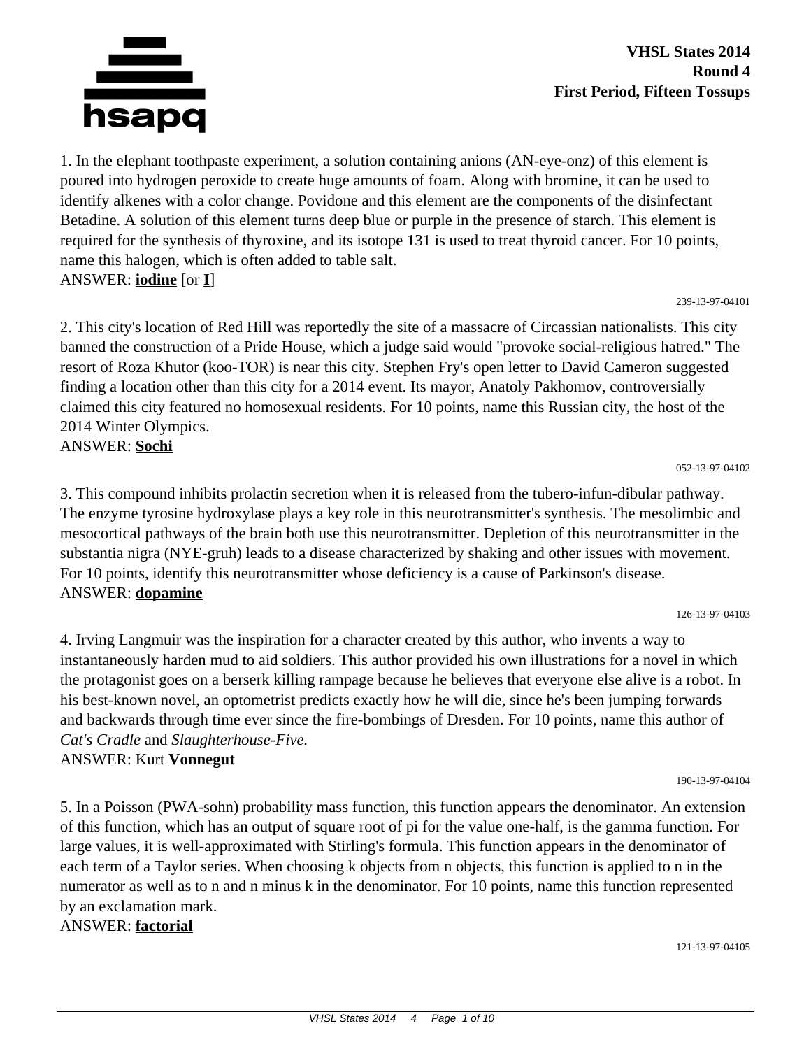**VHSL States 2014**
**Round 4**
**First Period, Fifteen Tossups**

1. In the elephant toothpaste experiment, a solution containing anions (AN-eye-onz) of this element is poured into hydrogen peroxide to create huge amounts of foam. Along with bromine, it can be used to identify alkenes with a color change. Povidone and this element are the components of the disinfectant Betadine. A solution of this element turns deep blue or purple in the presence of starch. This element is required for the synthesis of thyroxine, and its isotope 131 is used to treat thyroid cancer. For 10 points, name this halogen, which is often added to table salt.
ANSWER: **iodine** [or **I**]

239-13-97-04101

2. This city's location of Red Hill was reportedly the site of a massacre of Circassian nationalists. This city banned the construction of a Pride House, which a judge said would "provoke social-religious hatred." The resort of Roza Khutor (koo-TOR) is near this city. Stephen Fry's open letter to David Cameron suggested finding a location other than this city for a 2014 event. Its mayor, Anatoly Pakhomov, controversially claimed this city featured no homosexual residents. For 10 points, name this Russian city, the host of the 2014 Winter Olympics.
ANSWER: **Sochi**

052-13-97-04102

3. This compound inhibits prolactin secretion when it is released from the tubero-infun-dibular pathway. The enzyme tyrosine hydroxylase plays a key role in this neurotransmitter's synthesis. The mesolimbic and mesocortical pathways of the brain both use this neurotransmitter. Depletion of this neurotransmitter in the substantia nigra (NYE-gruh) leads to a disease characterized by shaking and other issues with movement. For 10 points, identify this neurotransmitter whose deficiency is a cause of Parkinson's disease.
ANSWER: **dopamine**

126-13-97-04103

4. Irving Langmuir was the inspiration for a character created by this author, who invents a way to instantaneously harden mud to aid soldiers. This author provided his own illustrations for a novel in which the protagonist goes on a berserk killing rampage because he believes that everyone else alive is a robot. In his best-known novel, an optometrist predicts exactly how he will die, since he's been jumping forwards and backwards through time ever since the fire-bombings of Dresden. For 10 points, name this author of *Cat's Cradle* and *Slaughterhouse-Five*.
ANSWER: Kurt **Vonnegut**

190-13-97-04104

5. In a Poisson (PWA-sohn) probability mass function, this function appears the denominator. An extension of this function, which has an output of square root of pi for the value one-half, is the gamma function. For large values, it is well-approximated with Stirling's formula. This function appears in the denominator of each term of a Taylor series. When choosing k objects from n objects, this function is applied to n in the numerator as well as to n and n minus k in the denominator. For 10 points, name this function represented by an exclamation mark.
ANSWER: **factorial**

121-13-97-04105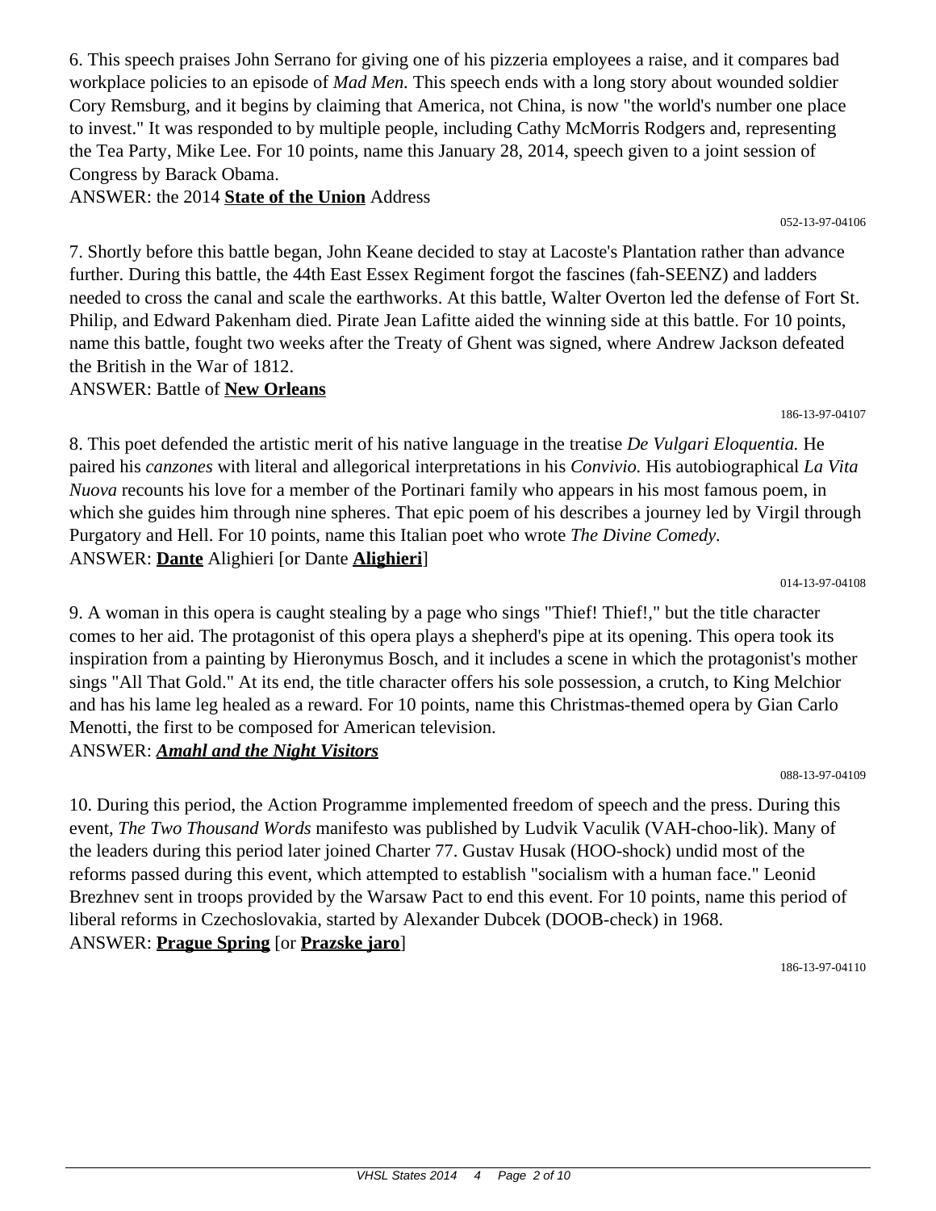6. This speech praises John Serrano for giving one of his pizzeria employees a raise, and it compares bad workplace policies to an episode of *Mad Men.* This speech ends with a long story about wounded soldier Cory Remsburg, and it begins by claiming that America, not China, is now "the world's number one place to invest." It was responded to by multiple people, including Cathy McMorris Rodgers and, representing the Tea Party, Mike Lee. For 10 points, name this January 28, 2014, speech given to a joint session of Congress by Barack Obama.

ANSWER: the 2014 **State of the Union** Address

052-13-97-04106

7. Shortly before this battle began, John Keane decided to stay at Lacoste's Plantation rather than advance further. During this battle, the 44th East Essex Regiment forgot the fascines (fah-SEENZ) and ladders needed to cross the canal and scale the earthworks. At this battle, Walter Overton led the defense of Fort St. Philip, and Edward Pakenham died. Pirate Jean Lafitte aided the winning side at this battle. For 10 points, name this battle, fought two weeks after the Treaty of Ghent was signed, where Andrew Jackson defeated the British in the War of 1812.

ANSWER: Battle of **New Orleans**

186-13-97-04107

8. This poet defended the artistic merit of his native language in the treatise *De Vulgari Eloquentia.* He paired his *canzones* with literal and allegorical interpretations in his *Convivio.* His autobiographical *La Vita Nuova* recounts his love for a member of the Portinari family who appears in his most famous poem, in which she guides him through nine spheres. That epic poem of his describes a journey led by Virgil through Purgatory and Hell. For 10 points, name this Italian poet who wrote *The Divine Comedy.*

ANSWER: **Dante** Alighieri [or Dante **Alighieri**]

014-13-97-04108

9. A woman in this opera is caught stealing by a page who sings "Thief! Thief!," but the title character comes to her aid. The protagonist of this opera plays a shepherd's pipe at its opening. This opera took its inspiration from a painting by Hieronymus Bosch, and it includes a scene in which the protagonist's mother sings "All That Gold." At its end, the title character offers his sole possession, a crutch, to King Melchior and has his lame leg healed as a reward. For 10 points, name this Christmas-themed opera by Gian Carlo Menotti, the first to be composed for American television.

ANSWER: ***Amahl and the Night Visitors***

088-13-97-04109

10. During this period, the Action Programme implemented freedom of speech and the press. During this event, *The Two Thousand Words* manifesto was published by Ludvik Vaculik (VAH-choo-lik). Many of the leaders during this period later joined Charter 77. Gustav Husak (HOO-shock) undid most of the reforms passed during this event, which attempted to establish "socialism with a human face." Leonid Brezhnev sent in troops provided by the Warsaw Pact to end this event. For 10 points, name this period of liberal reforms in Czechoslovakia, started by Alexander Dubcek (DOOB-check) in 1968.

ANSWER: **Prague Spring** [or **Prazske jaro**]

186-13-97-04110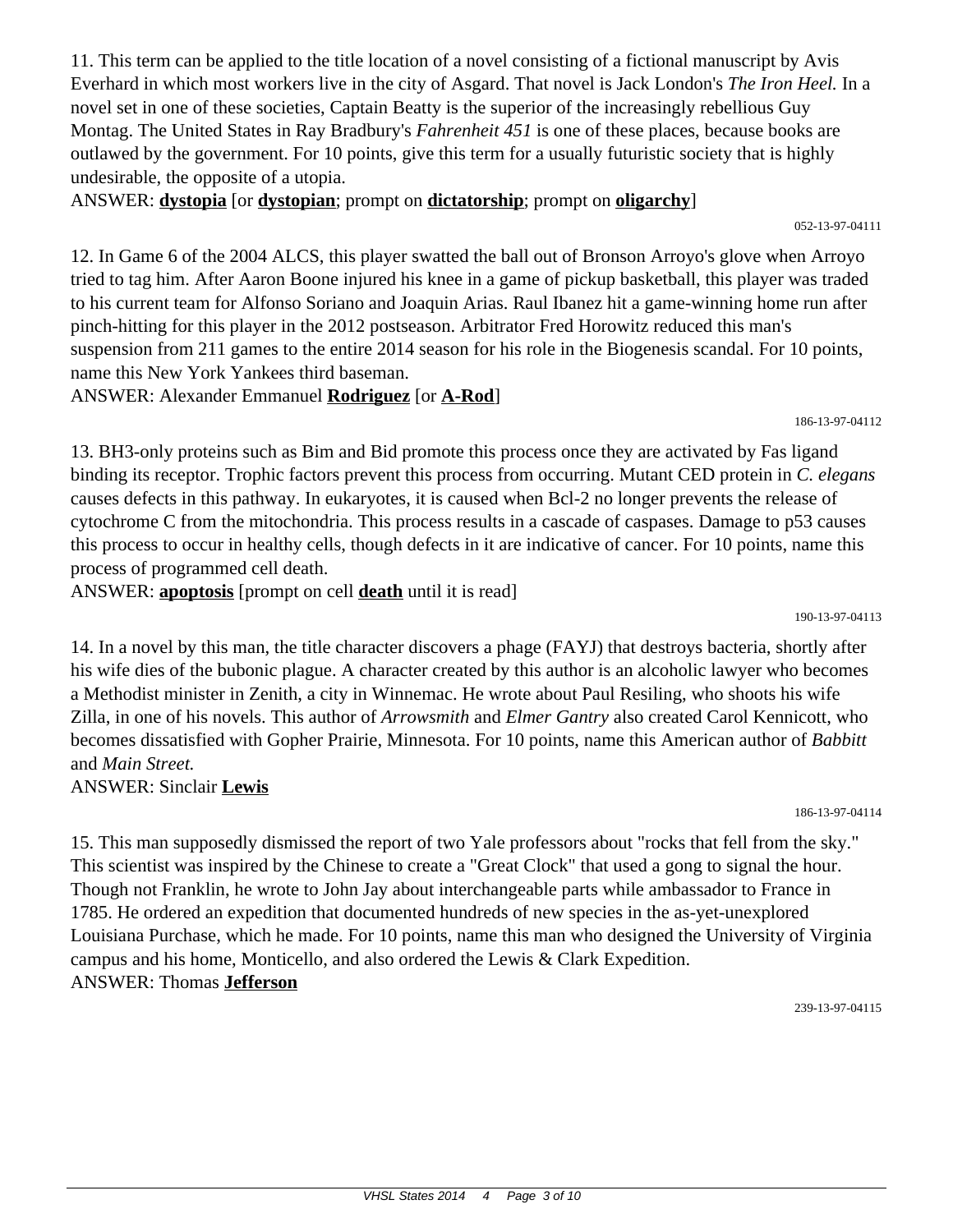11. This term can be applied to the title location of a novel consisting of a fictional manuscript by Avis Everhard in which most workers live in the city of Asgard. That novel is Jack London's *The Iron Heel.* In a novel set in one of these societies, Captain Beatty is the superior of the increasingly rebellious Guy Montag. The United States in Ray Bradbury's *Fahrenheit 451* is one of these places, because books are outlawed by the government. For 10 points, give this term for a usually futuristic society that is highly undesirable, the opposite of a utopia.

ANSWER: **dystopia** [or **dystopian**; prompt on **dictatorship**; prompt on **oligarchy**]

052-13-97-04111

12. In Game 6 of the 2004 ALCS, this player swatted the ball out of Bronson Arroyo's glove when Arroyo tried to tag him. After Aaron Boone injured his knee in a game of pickup basketball, this player was traded to his current team for Alfonso Soriano and Joaquin Arias. Raul Ibanez hit a game-winning home run after pinch-hitting for this player in the 2012 postseason. Arbitrator Fred Horowitz reduced this man's suspension from 211 games to the entire 2014 season for his role in the Biogenesis scandal. For 10 points, name this New York Yankees third baseman.

ANSWER: Alexander Emmanuel **Rodriguez** [or **A-Rod**]

186-13-97-04112

13. BH3-only proteins such as Bim and Bid promote this process once they are activated by Fas ligand binding its receptor. Trophic factors prevent this process from occurring. Mutant CED protein in *C. elegans* causes defects in this pathway. In eukaryotes, it is caused when Bcl-2 no longer prevents the release of cytochrome C from the mitochondria. This process results in a cascade of caspases. Damage to p53 causes this process to occur in healthy cells, though defects in it are indicative of cancer. For 10 points, name this process of programmed cell death.

ANSWER: **apoptosis** [prompt on cell **death** until it is read]

190-13-97-04113

14. In a novel by this man, the title character discovers a phage (FAYJ) that destroys bacteria, shortly after his wife dies of the bubonic plague. A character created by this author is an alcoholic lawyer who becomes a Methodist minister in Zenith, a city in Winnemac. He wrote about Paul Resiling, who shoots his wife Zilla, in one of his novels. This author of *Arrowsmith* and *Elmer Gantry* also created Carol Kennicott, who becomes dissatisfied with Gopher Prairie, Minnesota. For 10 points, name this American author of *Babbitt* and *Main Street.*

ANSWER: Sinclair **Lewis**

186-13-97-04114

15. This man supposedly dismissed the report of two Yale professors about "rocks that fell from the sky." This scientist was inspired by the Chinese to create a "Great Clock" that used a gong to signal the hour. Though not Franklin, he wrote to John Jay about interchangeable parts while ambassador to France in 1785. He ordered an expedition that documented hundreds of new species in the as-yet-unexplored Louisiana Purchase, which he made. For 10 points, name this man who designed the University of Virginia campus and his home, Monticello, and also ordered the Lewis & Clark Expedition.

ANSWER: Thomas **Jefferson**

239-13-97-04115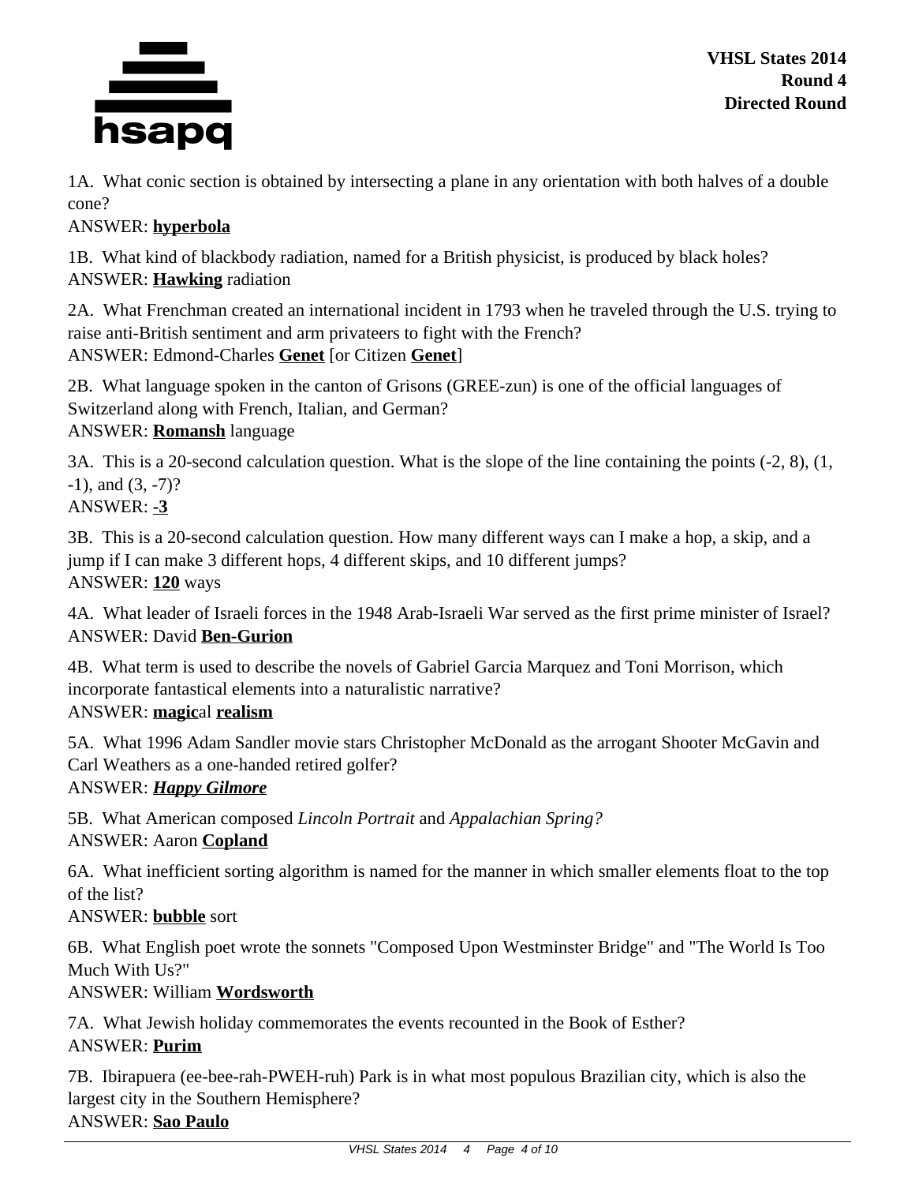VHSL States 2014
Round 4
Directed Round

1A. What conic section is obtained by intersecting a plane in any orientation with both halves of a double cone?
ANSWER: **hyperbola**

1B. What kind of blackbody radiation, named for a British physicist, is produced by black holes?
ANSWER: **Hawking** radiation

2A. What Frenchman created an international incident in 1793 when he traveled through the U.S. trying to raise anti-British sentiment and arm privateers to fight with the French?
ANSWER: Edmond-Charles **Genet** [or Citizen **Genet**]

2B. What language spoken in the canton of Grisons (GREE-zun) is one of the official languages of Switzerland along with French, Italian, and German?
ANSWER: **Romansh** language

3A. This is a 20-second calculation question. What is the slope of the line containing the points (-2, 8), (1, -1), and (3, -7)?
ANSWER: **-3**

3B. This is a 20-second calculation question. How many different ways can I make a hop, a skip, and a jump if I can make 3 different hops, 4 different skips, and 10 different jumps?
ANSWER: **120** ways

4A. What leader of Israeli forces in the 1948 Arab-Israeli War served as the first prime minister of Israel?
ANSWER: David **Ben-Gurion**

4B. What term is used to describe the novels of Gabriel Garcia Marquez and Toni Morrison, which incorporate fantastical elements into a naturalistic narrative?
ANSWER: **magic**al **realism**

5A. What 1996 Adam Sandler movie stars Christopher McDonald as the arrogant Shooter McGavin and Carl Weathers as a one-handed retired golfer?
ANSWER: ***Happy Gilmore***

5B. What American composed *Lincoln Portrait* and *Appalachian Spring?*
ANSWER: Aaron **Copland**

6A. What inefficient sorting algorithm is named for the manner in which smaller elements float to the top of the list?
ANSWER: **bubble** sort

6B. What English poet wrote the sonnets "Composed Upon Westminster Bridge" and "The World Is Too Much With Us?"
ANSWER: William **Wordsworth**

7A. What Jewish holiday commemorates the events recounted in the Book of Esther?
ANSWER: **Purim**

7B. Ibirapuera (ee-bee-rah-PWEH-ruh) Park is in what most populous Brazilian city, which is also the largest city in the Southern Hemisphere?
ANSWER: **Sao Paulo**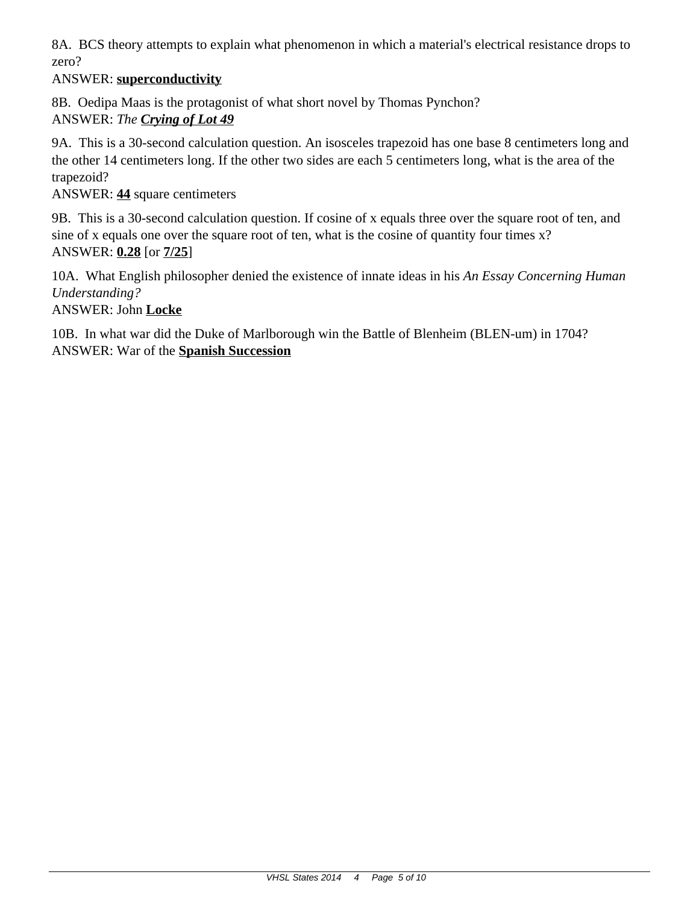8A. BCS theory attempts to explain what phenomenon in which a material's electrical resistance drops to zero?
ANSWER: **superconductivity**

8B. Oedipa Maas is the protagonist of what short novel by Thomas Pynchon?
ANSWER: *The* ***Crying of Lot 49***

9A. This is a 30-second calculation question. An isosceles trapezoid has one base 8 centimeters long and the other 14 centimeters long. If the other two sides are each 5 centimeters long, what is the area of the trapezoid?
ANSWER: **44** square centimeters

9B. This is a 30-second calculation question. If cosine of x equals three over the square root of ten, and sine of x equals one over the square root of ten, what is the cosine of quantity four times x?
ANSWER: **0.28** [or **7/25**]

10A. What English philosopher denied the existence of innate ideas in his *An Essay Concerning Human Understanding?*
ANSWER: John **Locke**

10B. In what war did the Duke of Marlborough win the Battle of Blenheim (BLEN-um) in 1704?
ANSWER: War of the **Spanish Succession**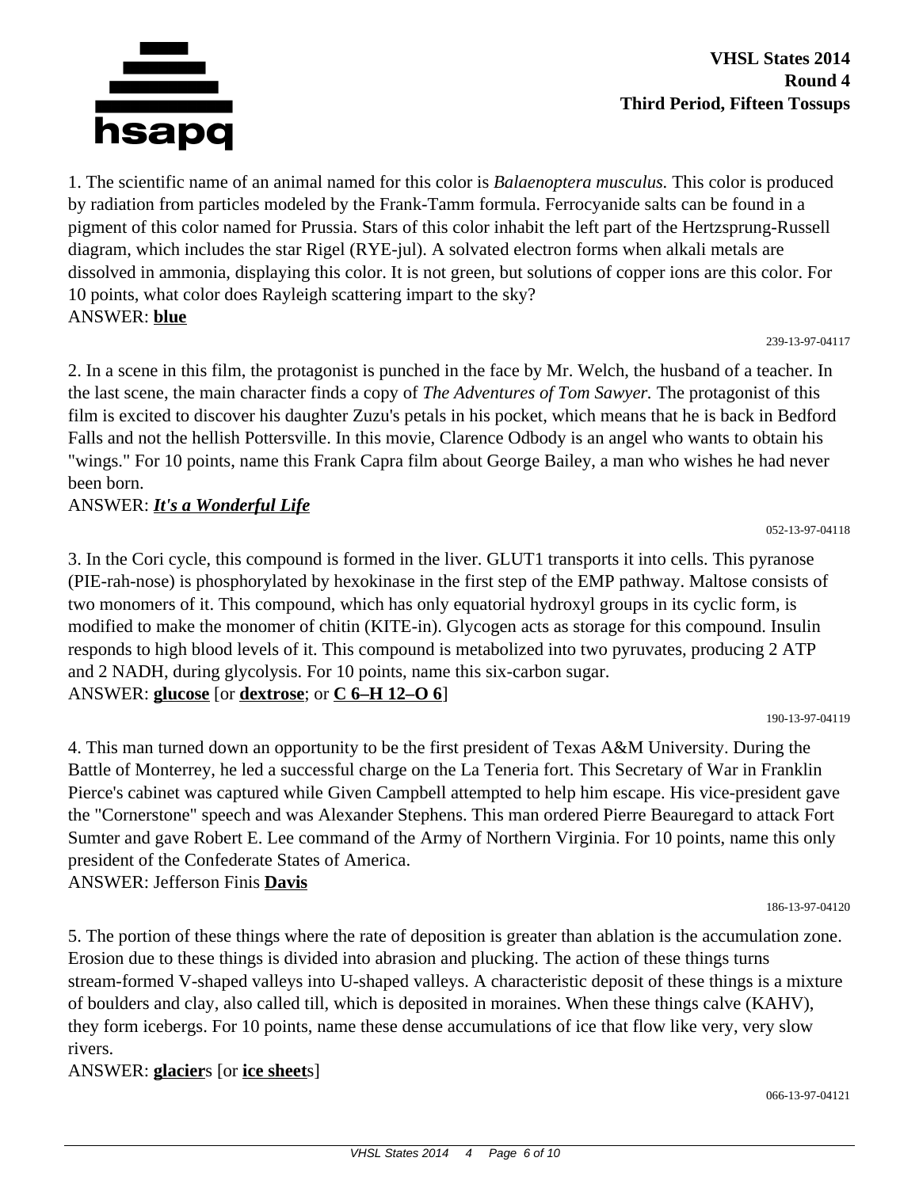**VHSL States 2014**
**Round 4**
**Third Period, Fifteen Tossups**

1. The scientific name of an animal named for this color is *Balaenoptera musculus.* This color is produced by radiation from particles modeled by the Frank-Tamm formula. Ferrocyanide salts can be found in a pigment of this color named for Prussia. Stars of this color inhabit the left part of the Hertzsprung-Russell diagram, which includes the star Rigel (RYE-jul). A solvated electron forms when alkali metals are dissolved in ammonia, displaying this color. It is not green, but solutions of copper ions are this color. For 10 points, what color does Rayleigh scattering impart to the sky?
ANSWER: **blue**

239-13-97-04117

2. In a scene in this film, the protagonist is punched in the face by Mr. Welch, the husband of a teacher. In the last scene, the main character finds a copy of *The Adventures of Tom Sawyer.* The protagonist of this film is excited to discover his daughter Zuzu's petals in his pocket, which means that he is back in Bedford Falls and not the hellish Pottersville. In this movie, Clarence Odbody is an angel who wants to obtain his "wings." For 10 points, name this Frank Capra film about George Bailey, a man who wishes he had never been born.
ANSWER: ***It's a Wonderful Life***

052-13-97-04118

3. In the Cori cycle, this compound is formed in the liver. GLUT1 transports it into cells. This pyranose (PIE-rah-nose) is phosphorylated by hexokinase in the first step of the EMP pathway. Maltose consists of two monomers of it. This compound, which has only equatorial hydroxyl groups in its cyclic form, is modified to make the monomer of chitin (KITE-in). Glycogen acts as storage for this compound. Insulin responds to high blood levels of it. This compound is metabolized into two pyruvates, producing 2 ATP and 2 NADH, during glycolysis. For 10 points, name this six-carbon sugar.
ANSWER: **glucose** [or **dextrose**; or **C 6–H 12–O 6**]

190-13-97-04119

4. This man turned down an opportunity to be the first president of Texas A&M University. During the Battle of Monterrey, he led a successful charge on the La Teneria fort. This Secretary of War in Franklin Pierce's cabinet was captured while Given Campbell attempted to help him escape. His vice-president gave the "Cornerstone" speech and was Alexander Stephens. This man ordered Pierre Beauregard to attack Fort Sumter and gave Robert E. Lee command of the Army of Northern Virginia. For 10 points, name this only president of the Confederate States of America.
ANSWER: Jefferson Finis **Davis**

186-13-97-04120

5. The portion of these things where the rate of deposition is greater than ablation is the accumulation zone. Erosion due to these things is divided into abrasion and plucking. The action of these things turns stream-formed V-shaped valleys into U-shaped valleys. A characteristic deposit of these things is a mixture of boulders and clay, also called till, which is deposited in moraines. When these things calve (KAHV), they form icebergs. For 10 points, name these dense accumulations of ice that flow like very, very slow rivers.
ANSWER: **glacier**s [or **ice sheet**s]

066-13-97-04121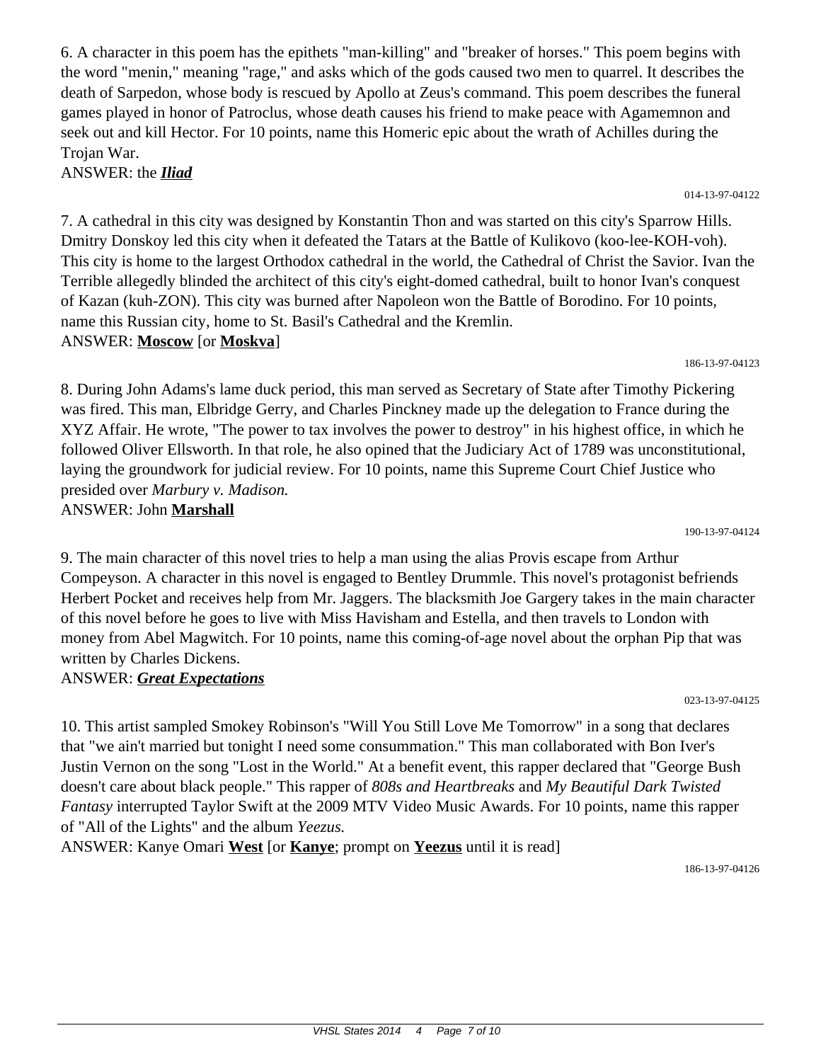6. A character in this poem has the epithets "man-killing" and "breaker of horses." This poem begins with the word "menin," meaning "rage," and asks which of the gods caused two men to quarrel. It describes the death of Sarpedon, whose body is rescued by Apollo at Zeus's command. This poem describes the funeral games played in honor of Patroclus, whose death causes his friend to make peace with Agamemnon and seek out and kill Hector. For 10 points, name this Homeric epic about the wrath of Achilles during the Trojan War.

ANSWER: the ***Iliad***

014-13-97-04122

7. A cathedral in this city was designed by Konstantin Thon and was started on this city's Sparrow Hills. Dmitry Donskoy led this city when it defeated the Tatars at the Battle of Kulikovo (koo-lee-KOH-voh). This city is home to the largest Orthodox cathedral in the world, the Cathedral of Christ the Savior. Ivan the Terrible allegedly blinded the architect of this city's eight-domed cathedral, built to honor Ivan's conquest of Kazan (kuh-ZON). This city was burned after Napoleon won the Battle of Borodino. For 10 points, name this Russian city, home to St. Basil's Cathedral and the Kremlin.

ANSWER: **Moscow** [or **Moskva**]

186-13-97-04123

8. During John Adams's lame duck period, this man served as Secretary of State after Timothy Pickering was fired. This man, Elbridge Gerry, and Charles Pinckney made up the delegation to France during the XYZ Affair. He wrote, "The power to tax involves the power to destroy" in his highest office, in which he followed Oliver Ellsworth. In that role, he also opined that the Judiciary Act of 1789 was unconstitutional, laying the groundwork for judicial review. For 10 points, name this Supreme Court Chief Justice who presided over *Marbury v. Madison.*

ANSWER: John **Marshall**

190-13-97-04124

9. The main character of this novel tries to help a man using the alias Provis escape from Arthur Compeyson. A character in this novel is engaged to Bentley Drummle. This novel's protagonist befriends Herbert Pocket and receives help from Mr. Jaggers. The blacksmith Joe Gargery takes in the main character of this novel before he goes to live with Miss Havisham and Estella, and then travels to London with money from Abel Magwitch. For 10 points, name this coming-of-age novel about the orphan Pip that was written by Charles Dickens.

ANSWER: ***Great Expectations***

023-13-97-04125

10. This artist sampled Smokey Robinson's "Will You Still Love Me Tomorrow" in a song that declares that "we ain't married but tonight I need some consummation." This man collaborated with Bon Iver's Justin Vernon on the song "Lost in the World." At a benefit event, this rapper declared that "George Bush doesn't care about black people." This rapper of *808s and Heartbreaks* and *My Beautiful Dark Twisted Fantasy* interrupted Taylor Swift at the 2009 MTV Video Music Awards. For 10 points, name this rapper of "All of the Lights" and the album *Yeezus.*

ANSWER: Kanye Omari **West** [or **Kanye**; prompt on **Yeezus** until it is read]

186-13-97-04126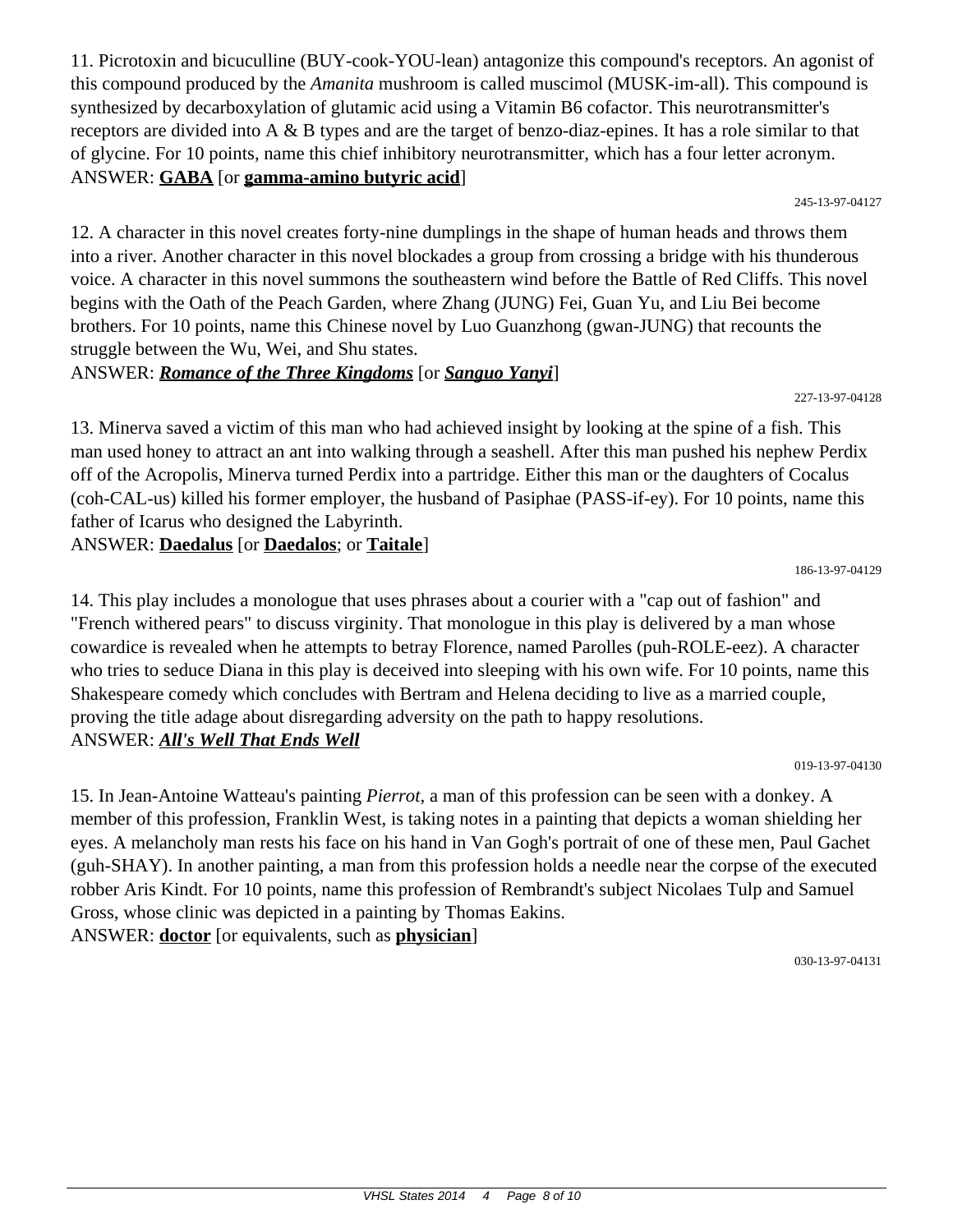11. Picrotoxin and bicuculline (BUY-cook-YOU-lean) antagonize this compound's receptors. An agonist of this compound produced by the *Amanita* mushroom is called muscimol (MUSK-im-all). This compound is synthesized by decarboxylation of glutamic acid using a Vitamin B6 cofactor. This neurotransmitter's receptors are divided into A & B types and are the target of benzo-diaz-epines. It has a role similar to that of glycine. For 10 points, name this chief inhibitory neurotransmitter, which has a four letter acronym.
ANSWER: **GABA** [or **gamma-amino butyric acid**]

245-13-97-04127

12. A character in this novel creates forty-nine dumplings in the shape of human heads and throws them into a river. Another character in this novel blockades a group from crossing a bridge with his thunderous voice. A character in this novel summons the southeastern wind before the Battle of Red Cliffs. This novel begins with the Oath of the Peach Garden, where Zhang (JUNG) Fei, Guan Yu, and Liu Bei become brothers. For 10 points, name this Chinese novel by Luo Guanzhong (gwan-JUNG) that recounts the struggle between the Wu, Wei, and Shu states.
ANSWER: ***Romance of the Three Kingdoms*** [or ***Sanguo Yanyi***]

227-13-97-04128

13. Minerva saved a victim of this man who had achieved insight by looking at the spine of a fish. This man used honey to attract an ant into walking through a seashell. After this man pushed his nephew Perdix off of the Acropolis, Minerva turned Perdix into a partridge. Either this man or the daughters of Cocalus (coh-CAL-us) killed his former employer, the husband of Pasiphae (PASS-if-ey). For 10 points, name this father of Icarus who designed the Labyrinth.
ANSWER: **Daedalus** [or **Daedalos**; or **Taitale**]

186-13-97-04129

14. This play includes a monologue that uses phrases about a courier with a "cap out of fashion" and "French withered pears" to discuss virginity. That monologue in this play is delivered by a man whose cowardice is revealed when he attempts to betray Florence, named Parolles (puh-ROLE-eez). A character who tries to seduce Diana in this play is deceived into sleeping with his own wife. For 10 points, name this Shakespeare comedy which concludes with Bertram and Helena deciding to live as a married couple, proving the title adage about disregarding adversity on the path to happy resolutions.
ANSWER: ***All's Well That Ends Well***

019-13-97-04130

15. In Jean-Antoine Watteau's painting *Pierrot*, a man of this profession can be seen with a donkey. A member of this profession, Franklin West, is taking notes in a painting that depicts a woman shielding her eyes. A melancholy man rests his face on his hand in Van Gogh's portrait of one of these men, Paul Gachet (guh-SHAY). In another painting, a man from this profession holds a needle near the corpse of the executed robber Aris Kindt. For 10 points, name this profession of Rembrandt's subject Nicolaes Tulp and Samuel Gross, whose clinic was depicted in a painting by Thomas Eakins.
ANSWER: **doctor** [or equivalents, such as **physician**]

030-13-97-04131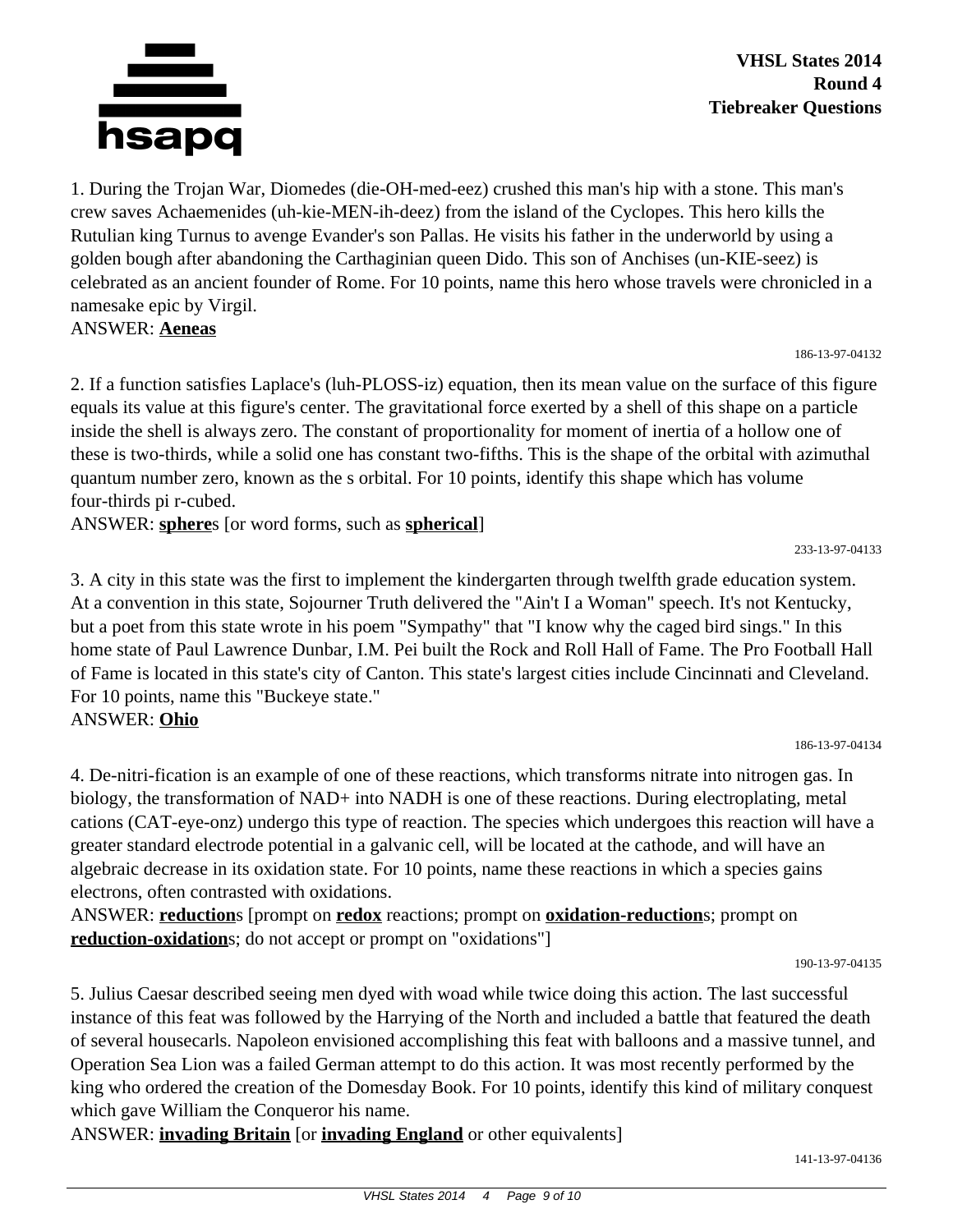**VHSL States 2014**
**Round 4**
**Tiebreaker Questions**

1. During the Trojan War, Diomedes (die-OH-med-eez) crushed this man's hip with a stone. This man's crew saves Achaemenides (uh-kie-MEN-ih-deez) from the island of the Cyclopes. This hero kills the Rutulian king Turnus to avenge Evander's son Pallas. He visits his father in the underworld by using a golden bough after abandoning the Carthaginian queen Dido. This son of Anchises (un-KIE-seez) is celebrated as an ancient founder of Rome. For 10 points, name this hero whose travels were chronicled in a namesake epic by Virgil.
ANSWER: **Aeneas**

186-13-97-04132

2. If a function satisfies Laplace's (luh-PLOSS-iz) equation, then its mean value on the surface of this figure equals its value at this figure's center. The gravitational force exerted by a shell of this shape on a particle inside the shell is always zero. The constant of proportionality for moment of inertia of a hollow one of these is two-thirds, while a solid one has constant two-fifths. This is the shape of the orbital with azimuthal quantum number zero, known as the s orbital. For 10 points, identify this shape which has volume four-thirds pi r-cubed.
ANSWER: **sphere**s [or word forms, such as **spherical**]

233-13-97-04133

3. A city in this state was the first to implement the kindergarten through twelfth grade education system. At a convention in this state, Sojourner Truth delivered the "Ain't I a Woman" speech. It's not Kentucky, but a poet from this state wrote in his poem "Sympathy" that "I know why the caged bird sings." In this home state of Paul Lawrence Dunbar, I.M. Pei built the Rock and Roll Hall of Fame. The Pro Football Hall of Fame is located in this state's city of Canton. This state's largest cities include Cincinnati and Cleveland. For 10 points, name this "Buckeye state."
ANSWER: **Ohio**

186-13-97-04134

4. De-nitri-fication is an example of one of these reactions, which transforms nitrate into nitrogen gas. In biology, the transformation of NAD+ into NADH is one of these reactions. During electroplating, metal cations (CAT-eye-onz) undergo this type of reaction. The species which undergoes this reaction will have a greater standard electrode potential in a galvanic cell, will be located at the cathode, and will have an algebraic decrease in its oxidation state. For 10 points, name these reactions in which a species gains electrons, often contrasted with oxidations.
ANSWER: **reduction**s [prompt on **redox** reactions; prompt on **oxidation-reduction**s; prompt on **reduction-oxidation**s; do not accept or prompt on "oxidations"]

190-13-97-04135

5. Julius Caesar described seeing men dyed with woad while twice doing this action. The last successful instance of this feat was followed by the Harrying of the North and included a battle that featured the death of several housecarls. Napoleon envisioned accomplishing this feat with balloons and a massive tunnel, and Operation Sea Lion was a failed German attempt to do this action. It was most recently performed by the king who ordered the creation of the Domesday Book. For 10 points, identify this kind of military conquest which gave William the Conqueror his name.
ANSWER: **invading Britain** [or **invading England** or other equivalents]

141-13-97-04136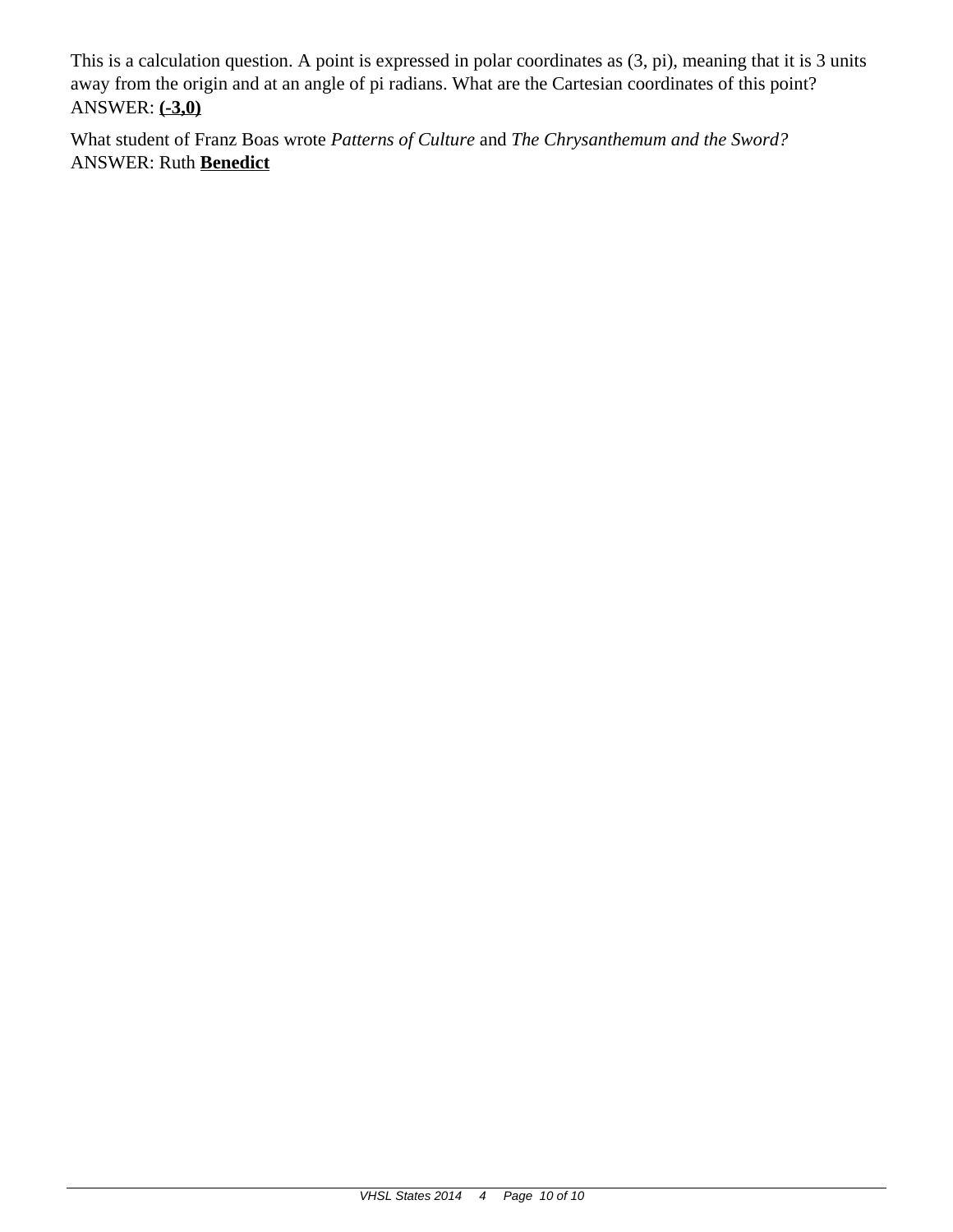This is a calculation question. A point is expressed in polar coordinates as (3, pi), meaning that it is 3 units away from the origin and at an angle of pi radians. What are the Cartesian coordinates of this point?
ANSWER: **(-3,0)**

What student of Franz Boas wrote *Patterns of Culture* and *The Chrysanthemum and the Sword?*
ANSWER: Ruth **Benedict**